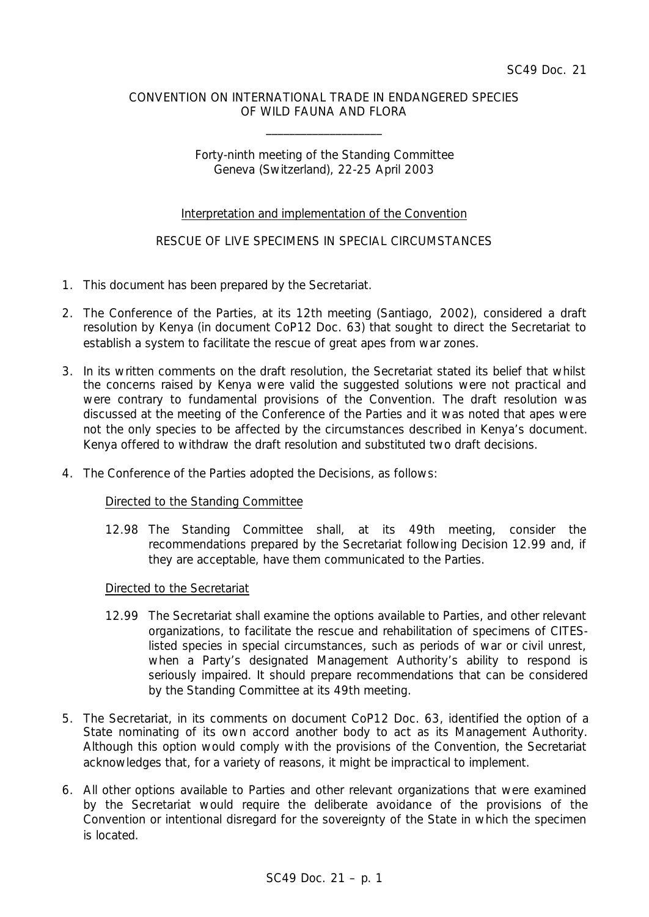SC49 Doc. 21

CONVENTION ON INTERNATIONAL TRADE IN ENDANGERED SPECIES OF WILD FAUNA AND FLORA

____________________

Forty-ninth meeting of the Standing Committee
Geneva (Switzerland), 22-25 April 2003

Interpretation and implementation of the Convention

RESCUE OF LIVE SPECIMENS IN SPECIAL CIRCUMSTANCES

1. This document has been prepared by the Secretariat.

2. The Conference of the Parties, at its 12th meeting (Santiago, 2002), considered a draft resolution by Kenya (in document CoP12 Doc. 63) that sought to direct the Secretariat to establish a system to facilitate the rescue of great apes from war zones.

3. In its written comments on the draft resolution, the Secretariat stated its belief that whilst the concerns raised by Kenya were valid the suggested solutions were not practical and were contrary to fundamental provisions of the Convention. The draft resolution was discussed at the meeting of the Conference of the Parties and it was noted that apes were not the only species to be affected by the circumstances described in Kenya's document. Kenya offered to withdraw the draft resolution and substituted two draft decisions.

4. The Conference of the Parties adopted the Decisions, as follows:

   Directed to the Standing Committee

   12.98 The Standing Committee shall, at its 49th meeting, consider the recommendations prepared by the Secretariat following Decision 12.99 and, if they are acceptable, have them communicated to the Parties.

   Directed to the Secretariat

   12.99 The Secretariat shall examine the options available to Parties, and other relevant organizations, to facilitate the rescue and rehabilitation of specimens of CITES-listed species in special circumstances, such as periods of war or civil unrest, when a Party's designated Management Authority's ability to respond is seriously impaired. It should prepare recommendations that can be considered by the Standing Committee at its 49th meeting.

5. The Secretariat, in its comments on document CoP12 Doc. 63, identified the option of a State nominating of its own accord another body to act as its Management Authority. Although this option would comply with the provisions of the Convention, the Secretariat acknowledges that, for a variety of reasons, it might be impractical to implement.

6. All other options available to Parties and other relevant organizations that were examined by the Secretariat would require the deliberate avoidance of the provisions of the Convention or intentional disregard for the sovereignty of the State in which the specimen is located.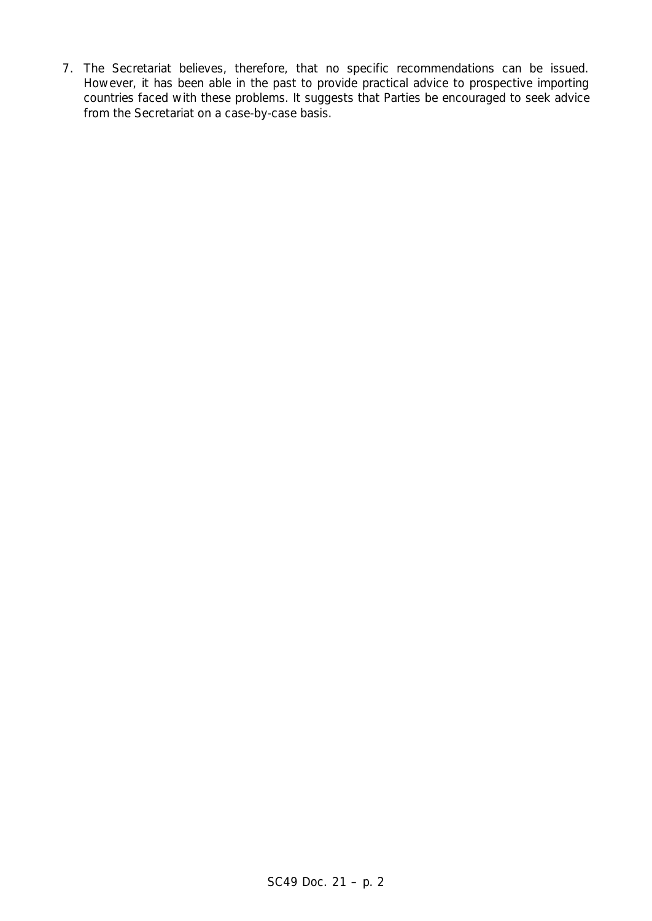7. The Secretariat believes, therefore, that no specific recommendations can be issued. However, it has been able in the past to provide practical advice to prospective importing countries faced with these problems. It suggests that Parties be encouraged to seek advice from the Secretariat on a case-by-case basis.